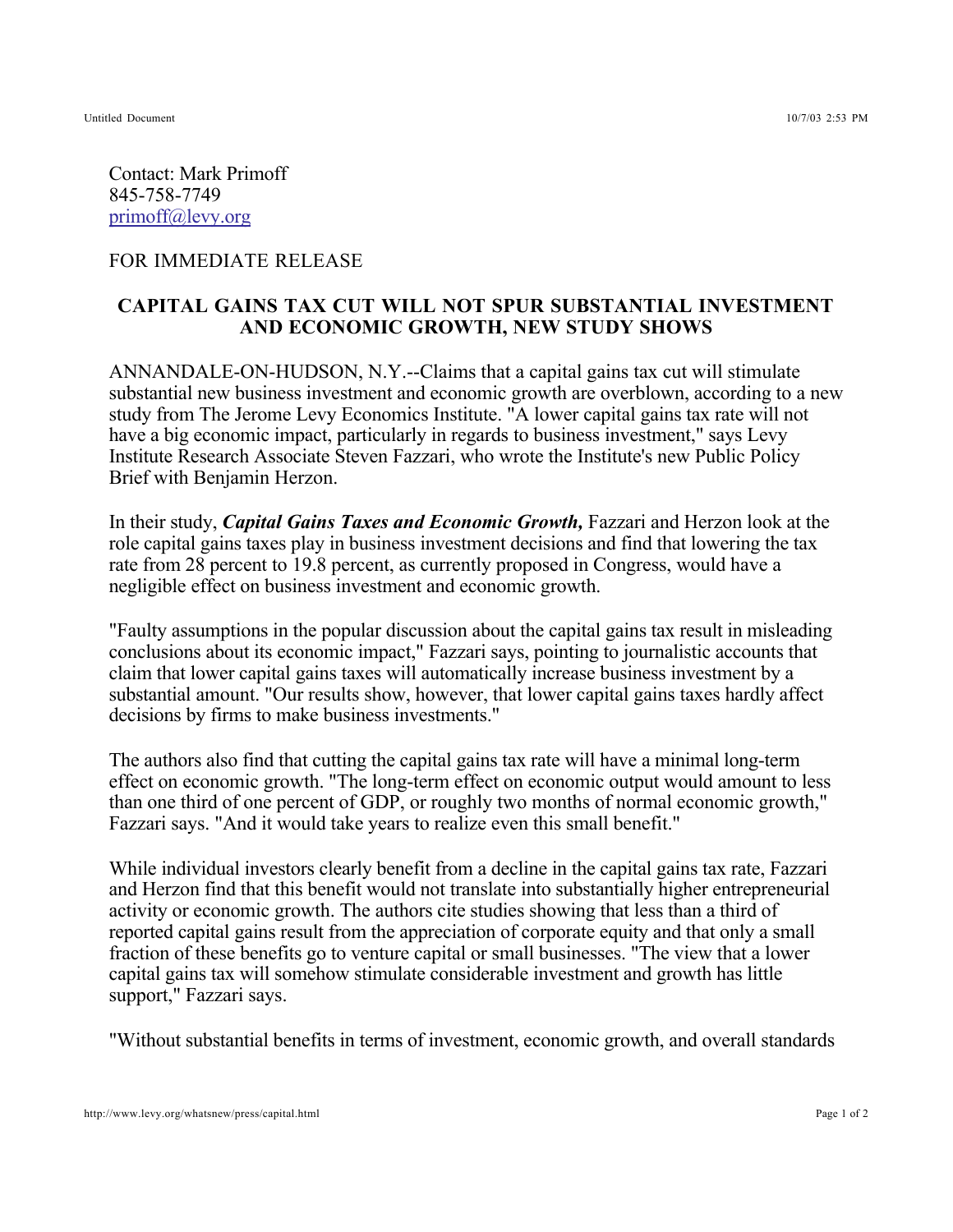Contact: Mark Primoff
845-758-7749
primoff@levy.org

FOR IMMEDIATE RELEASE

## CAPITAL GAINS TAX CUT WILL NOT SPUR SUBSTANTIAL INVESTMENT AND ECONOMIC GROWTH, NEW STUDY SHOWS

ANNANDALE-ON-HUDSON, N.Y.--Claims that a capital gains tax cut will stimulate substantial new business investment and economic growth are overblown, according to a new study from The Jerome Levy Economics Institute. "A lower capital gains tax rate will not have a big economic impact, particularly in regards to business investment," says Levy Institute Research Associate Steven Fazzari, who wrote the Institute's new Public Policy Brief with Benjamin Herzon.

In their study, ***Capital Gains Taxes and Economic Growth,*** Fazzari and Herzon look at the role capital gains taxes play in business investment decisions and find that lowering the tax rate from 28 percent to 19.8 percent, as currently proposed in Congress, would have a negligible effect on business investment and economic growth.

"Faulty assumptions in the popular discussion about the capital gains tax result in misleading conclusions about its economic impact," Fazzari says, pointing to journalistic accounts that claim that lower capital gains taxes will automatically increase business investment by a substantial amount. "Our results show, however, that lower capital gains taxes hardly affect decisions by firms to make business investments."

The authors also find that cutting the capital gains tax rate will have a minimal long-term effect on economic growth. "The long-term effect on economic output would amount to less than one third of one percent of GDP, or roughly two months of normal economic growth," Fazzari says. "And it would take years to realize even this small benefit."

While individual investors clearly benefit from a decline in the capital gains tax rate, Fazzari and Herzon find that this benefit would not translate into substantially higher entrepreneurial activity or economic growth. The authors cite studies showing that less than a third of reported capital gains result from the appreciation of corporate equity and that only a small fraction of these benefits go to venture capital or small businesses. "The view that a lower capital gains tax will somehow stimulate considerable investment and growth has little support," Fazzari says.

"Without substantial benefits in terms of investment, economic growth, and overall standards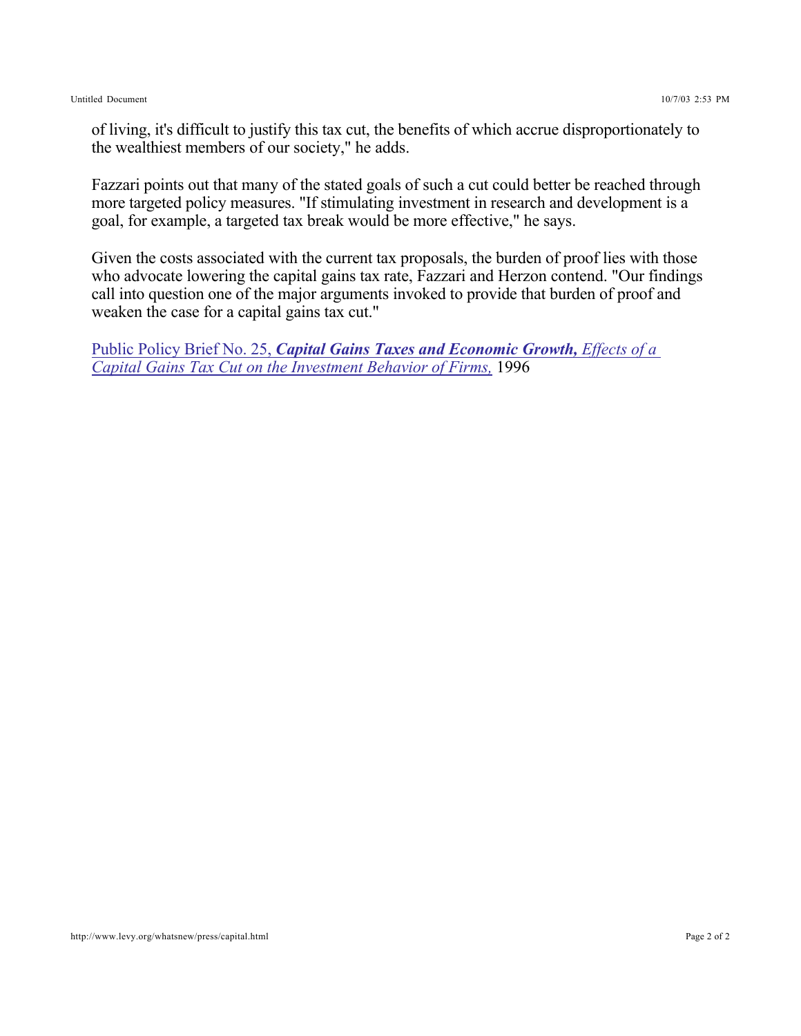of living, it's difficult to justify this tax cut, the benefits of which accrue disproportionately to the wealthiest members of our society," he adds.

Fazzari points out that many of the stated goals of such a cut could better be reached through more targeted policy measures. "If stimulating investment in research and development is a goal, for example, a targeted tax break would be more effective," he says.

Given the costs associated with the current tax proposals, the burden of proof lies with those who advocate lowering the capital gains tax rate, Fazzari and Herzon contend. "Our findings call into question one of the major arguments invoked to provide that burden of proof and weaken the case for a capital gains tax cut."

Public Policy Brief No. 25, ***Capital Gains Taxes and Economic Growth,*** *Effects of a Capital Gains Tax Cut on the Investment Behavior of Firms,* 1996